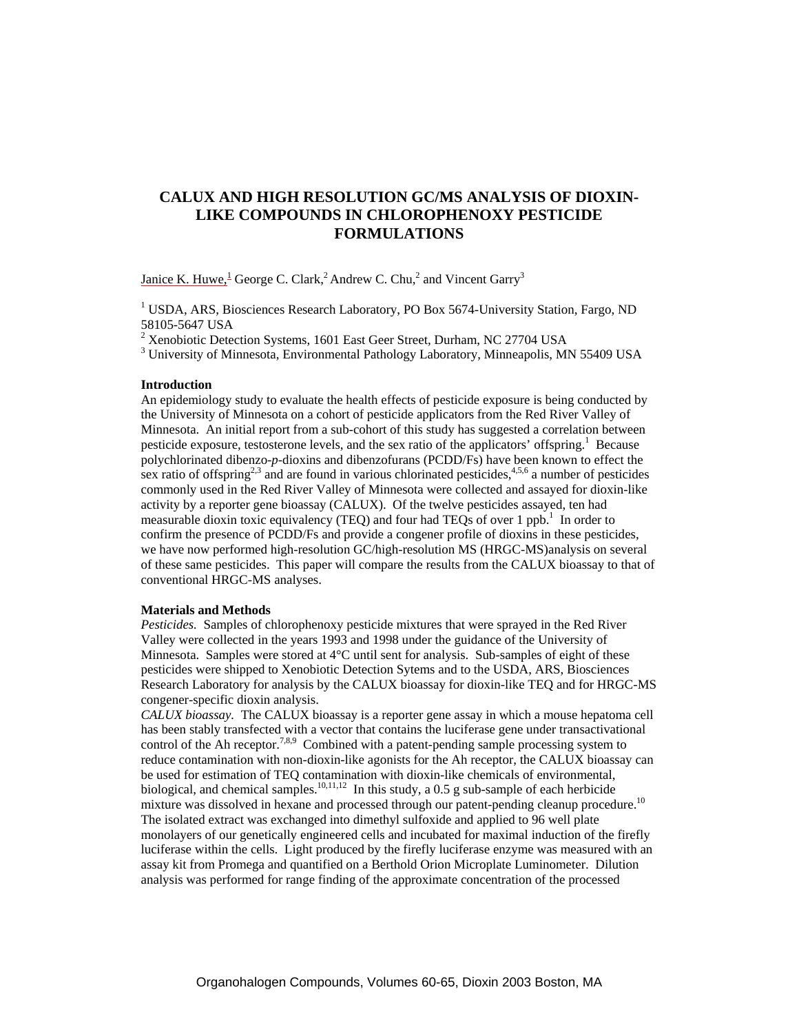# CALUX AND HIGH RESOLUTION GC/MS ANALYSIS OF DIOXIN-LIKE COMPOUNDS IN CHLOROPHENOXY PESTICIDE FORMULATIONS

Janice K. Huwe,[1] George C. Clark,[2] Andrew C. Chu,[2] and Vincent Garry[3]

[1] USDA, ARS, Biosciences Research Laboratory, PO Box 5674-University Station, Fargo, ND 58105-5647 USA
[2] Xenobiotic Detection Systems, 1601 East Geer Street, Durham, NC 27704 USA
[3] University of Minnesota, Environmental Pathology Laboratory, Minneapolis, MN 55409 USA

**Introduction**

An epidemiology study to evaluate the health effects of pesticide exposure is being conducted by the University of Minnesota on a cohort of pesticide applicators from the Red River Valley of Minnesota. An initial report from a sub-cohort of this study has suggested a correlation between pesticide exposure, testosterone levels, and the sex ratio of the applicators' offspring.[1] Because polychlorinated dibenzo-*p*-dioxins and dibenzofurans (PCDD/Fs) have been known to effect the sex ratio of offspring[2,3] and are found in various chlorinated pesticides,[4,5,6] a number of pesticides commonly used in the Red River Valley of Minnesota were collected and assayed for dioxin-like activity by a reporter gene bioassay (CALUX). Of the twelve pesticides assayed, ten had measurable dioxin toxic equivalency (TEQ) and four had TEQs of over 1 ppb.[1] In order to confirm the presence of PCDD/Fs and provide a congener profile of dioxins in these pesticides, we have now performed high-resolution GC/high-resolution MS (HRGC-MS)analysis on several of these same pesticides. This paper will compare the results from the CALUX bioassay to that of conventional HRGC-MS analyses.

**Materials and Methods**

*Pesticides.* Samples of chlorophenoxy pesticide mixtures that were sprayed in the Red River Valley were collected in the years 1993 and 1998 under the guidance of the University of Minnesota. Samples were stored at 4°C until sent for analysis. Sub-samples of eight of these pesticides were shipped to Xenobiotic Detection Sytems and to the USDA, ARS, Biosciences Research Laboratory for analysis by the CALUX bioassay for dioxin-like TEQ and for HRGC-MS congener-specific dioxin analysis.

*CALUX bioassay.* The CALUX bioassay is a reporter gene assay in which a mouse hepatoma cell has been stably transfected with a vector that contains the luciferase gene under transactivational control of the Ah receptor.[7,8,9] Combined with a patent-pending sample processing system to reduce contamination with non-dioxin-like agonists for the Ah receptor, the CALUX bioassay can be used for estimation of TEQ contamination with dioxin-like chemicals of environmental, biological, and chemical samples.[10,11,12] In this study, a 0.5 g sub-sample of each herbicide mixture was dissolved in hexane and processed through our patent-pending cleanup procedure.[10] The isolated extract was exchanged into dimethyl sulfoxide and applied to 96 well plate monolayers of our genetically engineered cells and incubated for maximal induction of the firefly luciferase within the cells. Light produced by the firefly luciferase enzyme was measured with an assay kit from Promega and quantified on a Berthold Orion Microplate Luminometer. Dilution analysis was performed for range finding of the approximate concentration of the processed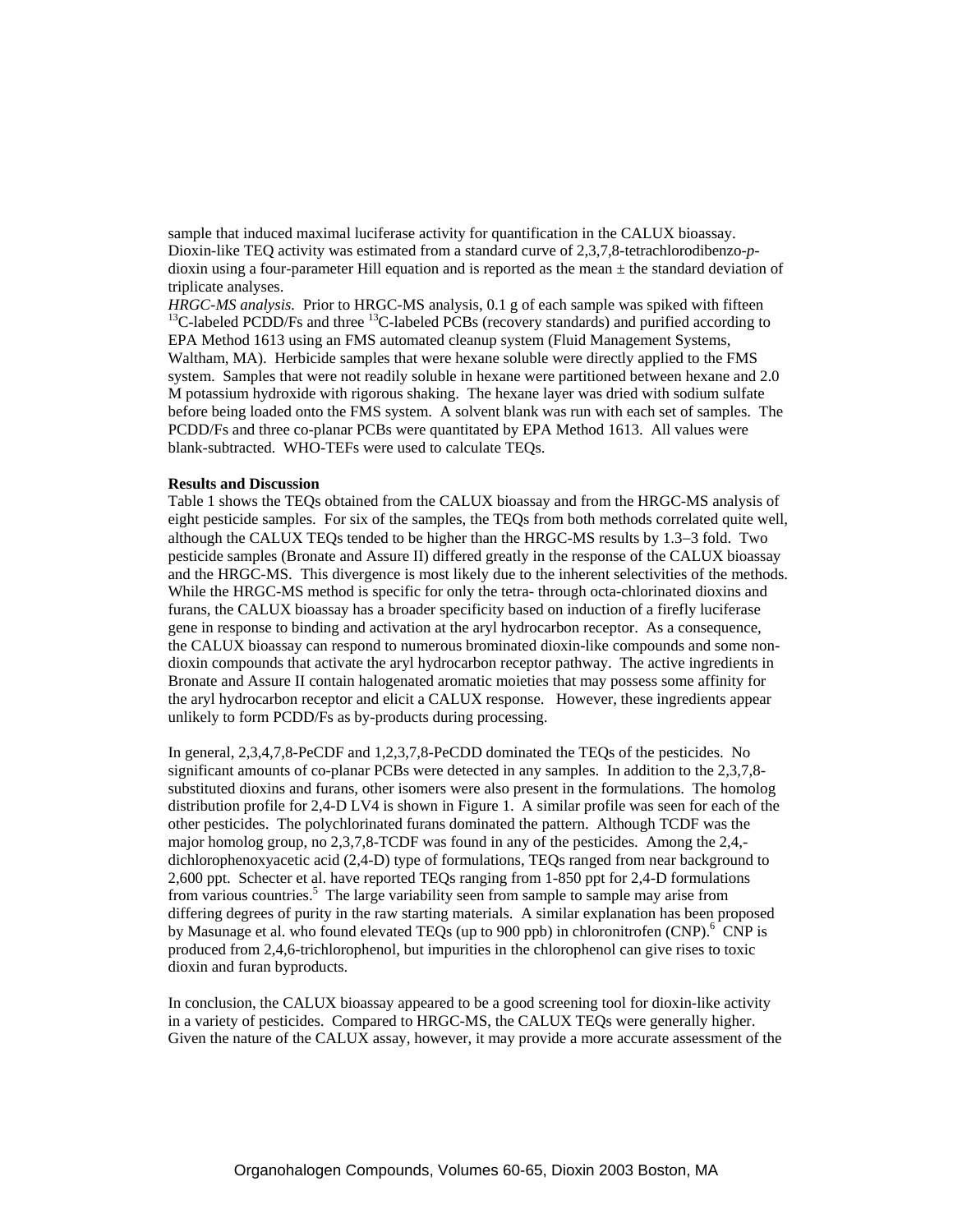sample that induced maximal luciferase activity for quantification in the CALUX bioassay. Dioxin-like TEQ activity was estimated from a standard curve of 2,3,7,8-tetrachlorodibenzo-*p*-dioxin using a four-parameter Hill equation and is reported as the mean ± the standard deviation of triplicate analyses.

*HRGC-MS analysis.* Prior to HRGC-MS analysis, 0.1 g of each sample was spiked with fifteen $^{13}$C-labeled PCDD/Fs and three $^{13}$C-labeled PCBs (recovery standards) and purified according to EPA Method 1613 using an FMS automated cleanup system (Fluid Management Systems, Waltham, MA). Herbicide samples that were hexane soluble were directly applied to the FMS system. Samples that were not readily soluble in hexane were partitioned between hexane and 2.0 M potassium hydroxide with rigorous shaking. The hexane layer was dried with sodium sulfate before being loaded onto the FMS system. A solvent blank was run with each set of samples. The PCDD/Fs and three co-planar PCBs were quantitated by EPA Method 1613. All values were blank-subtracted. WHO-TEFs were used to calculate TEQs.

**Results and Discussion**

Table 1 shows the TEQs obtained from the CALUX bioassay and from the HRGC-MS analysis of eight pesticide samples. For six of the samples, the TEQs from both methods correlated quite well, although the CALUX TEQs tended to be higher than the HRGC-MS results by 1.3–3 fold. Two pesticide samples (Bronate and Assure II) differed greatly in the response of the CALUX bioassay and the HRGC-MS. This divergence is most likely due to the inherent selectivities of the methods. While the HRGC-MS method is specific for only the tetra- through octa-chlorinated dioxins and furans, the CALUX bioassay has a broader specificity based on induction of a firefly luciferase gene in response to binding and activation at the aryl hydrocarbon receptor. As a consequence, the CALUX bioassay can respond to numerous brominated dioxin-like compounds and some non-dioxin compounds that activate the aryl hydrocarbon receptor pathway. The active ingredients in Bronate and Assure II contain halogenated aromatic moieties that may possess some affinity for the aryl hydrocarbon receptor and elicit a CALUX response. However, these ingredients appear unlikely to form PCDD/Fs as by-products during processing.

In general, 2,3,4,7,8-PeCDF and 1,2,3,7,8-PeCDD dominated the TEQs of the pesticides. No significant amounts of co-planar PCBs were detected in any samples. In addition to the 2,3,7,8-substituted dioxins and furans, other isomers were also present in the formulations. The homolog distribution profile for 2,4-D LV4 is shown in Figure 1. A similar profile was seen for each of the other pesticides. The polychlorinated furans dominated the pattern. Although TCDF was the major homolog group, no 2,3,7,8-TCDF was found in any of the pesticides. Among the 2,4,-dichlorophenoxyacetic acid (2,4-D) type of formulations, TEQs ranged from near background to 2,600 ppt. Schecter et al. have reported TEQs ranging from 1-850 ppt for 2,4-D formulations from various countries.[5] The large variability seen from sample to sample may arise from differing degrees of purity in the raw starting materials. A similar explanation has been proposed by Masunage et al. who found elevated TEQs (up to 900 ppb) in chloronitrofen (CNP).[6] CNP is produced from 2,4,6-trichlorophenol, but impurities in the chlorophenol can give rises to toxic dioxin and furan byproducts.

In conclusion, the CALUX bioassay appeared to be a good screening tool for dioxin-like activity in a variety of pesticides. Compared to HRGC-MS, the CALUX TEQs were generally higher. Given the nature of the CALUX assay, however, it may provide a more accurate assessment of the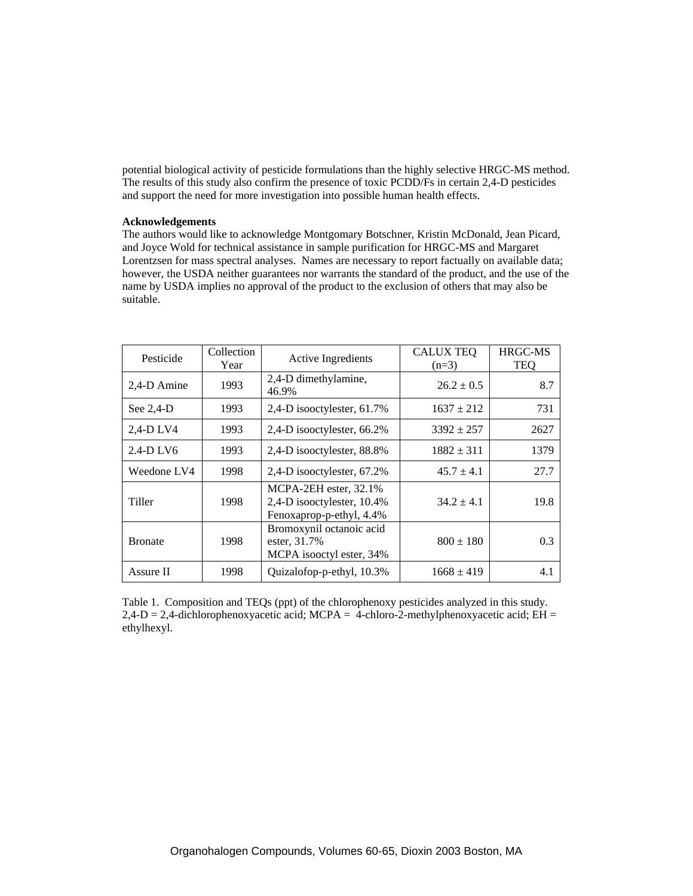potential biological activity of pesticide formulations than the highly selective HRGC-MS method. The results of this study also confirm the presence of toxic PCDD/Fs in certain 2,4-D pesticides and support the need for more investigation into possible human health effects.

**Acknowledgements**

The authors would like to acknowledge Montgomary Botschner, Kristin McDonald, Jean Picard, and Joyce Wold for technical assistance in sample purification for HRGC-MS and Margaret Lorentzsen for mass spectral analyses. Names are necessary to report factually on available data; however, the USDA neither guarantees nor warrants the standard of the product, and the use of the name by USDA implies no approval of the product to the exclusion of others that may also be suitable.

| Pesticide | Collection Year | Active Ingredients | CALUX TEQ (n=3) | HRGC-MS TEQ |
|---|---|---|---|---|
| 2,4-D Amine | 1993 | 2,4-D dimethylamine, 46.9% | 26.2 ± 0.5 | 8.7 |
| See 2,4-D | 1993 | 2,4-D isooctylester, 61.7% | 1637 ± 212 | 731 |
| 2,4-D LV4 | 1993 | 2,4-D isooctylester, 66.2% | 3392 ± 257 | 2627 |
| 2.4-D LV6 | 1993 | 2,4-D isooctylester, 88.8% | 1882 ± 311 | 1379 |
| Weedone LV4 | 1998 | 2,4-D isooctylester, 67.2% | 45.7 ± 4.1 | 27.7 |
| Tiller | 1998 | MCPA-2EH ester, 32.1%<br>2,4-D isooctylester, 10.4%<br>Fenoxaprop-p-ethyl, 4.4% | 34.2 ± 4.1 | 19.8 |
| Bronate | 1998 | Bromoxynil octanoic acid ester, 31.7%<br>MCPA isooctyl ester, 34% | 800 ± 180 | 0.3 |
| Assure II | 1998 | Quizalofop-p-ethyl, 10.3% | 1668 ± 419 | 4.1 |

Table 1. Composition and TEQs (ppt) of the chlorophenoxy pesticides analyzed in this study. 2,4-D = 2,4-dichlorophenoxyacetic acid; MCPA = 4-chloro-2-methylphenoxyacetic acid; EH = ethylhexyl.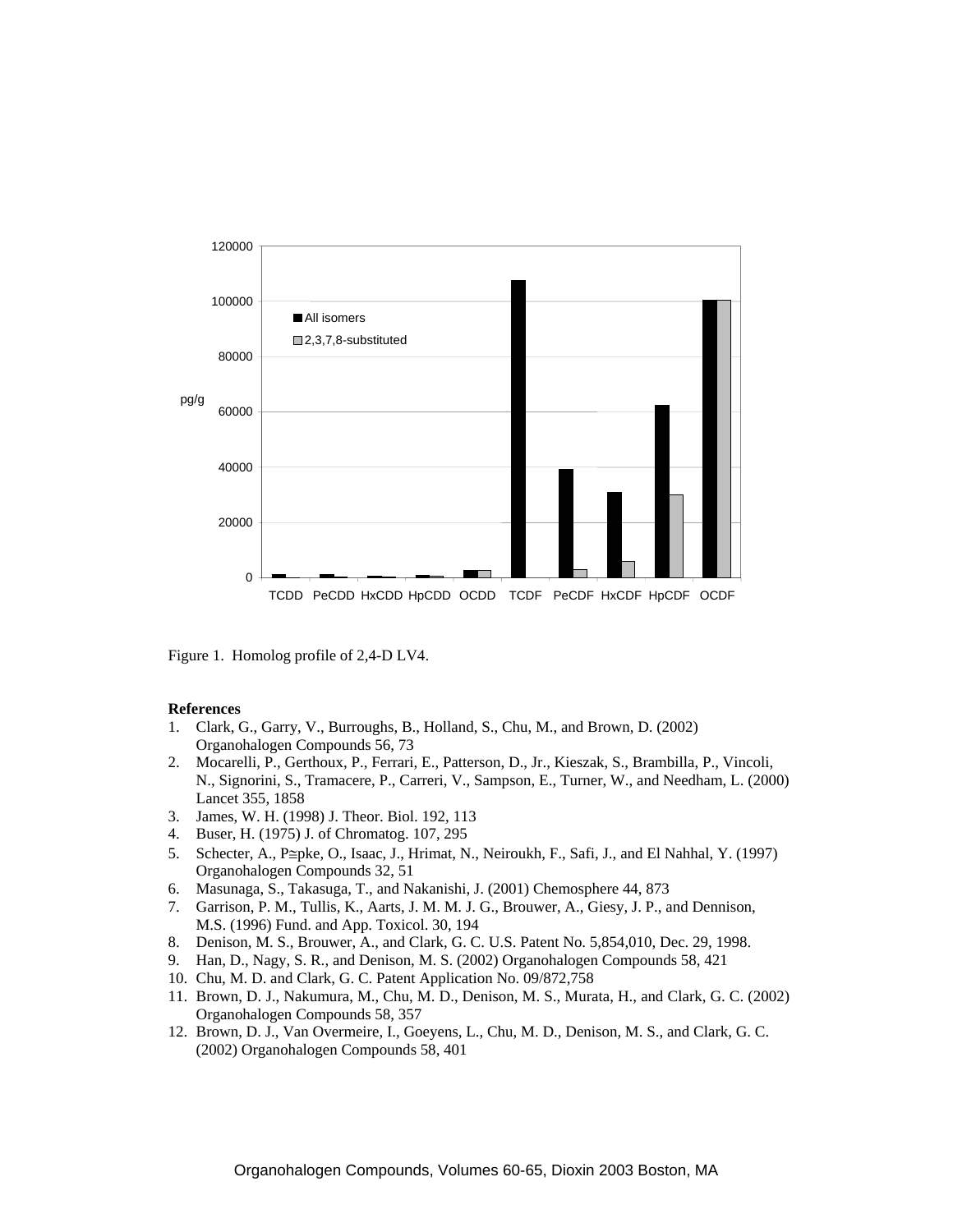120000
100000
80000
60000
40000
20000
0

pg/g

All isomers
2,3,7,8-substituted

TCDD PeCDD HxCDD HpCDD OCDD TCDF PeCDF HxCDF HpCDF OCDF

Figure 1. Homolog profile of 2,4-D LV4.

**References**

1. Clark, G., Garry, V., Burroughs, B., Holland, S., Chu, M., and Brown, D. (2002) Organohalogen Compounds 56, 73
2. Mocarelli, P., Gerthoux, P., Ferrari, E., Patterson, D., Jr., Kieszak, S., Brambilla, P., Vincoli, N., Signorini, S., Tramacere, P., Carreri, V., Sampson, E., Turner, W., and Needham, L. (2000) Lancet 355, 1858
3. James, W. H. (1998) J. Theor. Biol. 192, 113
4. Buser, H. (1975) J. of Chromatog. 107, 295
5. Schecter, A., P≅pke, O., Isaac, J., Hrimat, N., Neiroukh, F., Safi, J., and El Nahhal, Y. (1997) Organohalogen Compounds 32, 51
6. Masunaga, S., Takasuga, T., and Nakanishi, J. (2001) Chemosphere 44, 873
7. Garrison, P. M., Tullis, K., Aarts, J. M. M. J. G., Brouwer, A., Giesy, J. P., and Dennison, M.S. (1996) Fund. and App. Toxicol. 30, 194
8. Denison, M. S., Brouwer, A., and Clark, G. C. U.S. Patent No. 5,854,010, Dec. 29, 1998.
9. Han, D., Nagy, S. R., and Denison, M. S. (2002) Organohalogen Compounds 58, 421
10. Chu, M. D. and Clark, G. C. Patent Application No. 09/872,758
11. Brown, D. J., Nakumura, M., Chu, M. D., Denison, M. S., Murata, H., and Clark, G. C. (2002) Organohalogen Compounds 58, 357
12. Brown, D. J., Van Overmeire, I., Goeyens, L., Chu, M. D., Denison, M. S., and Clark, G. C. (2002) Organohalogen Compounds 58, 401